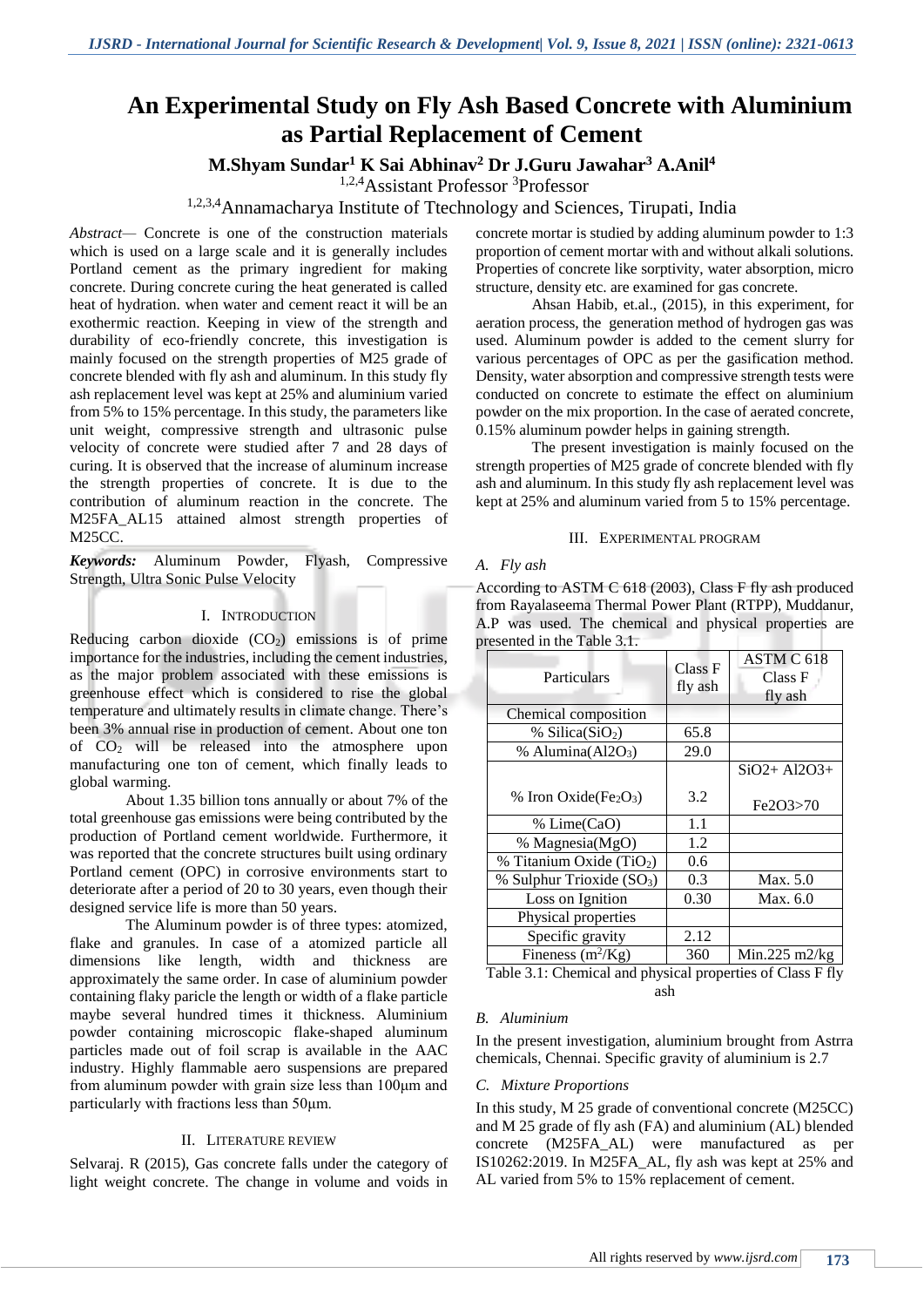# An Experimental Study on Fly Ash Based Concrete with Aluminium as Partial Replacement of Cement

**M.Shyam Sundar[1] K Sai Abhinav[2] Dr J.Guru Jawahar[3] A.Anil[4]**

[1,2,4]Assistant Professor [3]Professor

[1,2,3,4]Annamacharya Institute of Ttechnology and Sciences, Tirupati, India

*Abstract*— Concrete is one of the construction materials which is used on a large scale and it is generally includes Portland cement as the primary ingredient for making concrete. During concrete curing the heat generated is called heat of hydration. when water and cement react it will be an exothermic reaction. Keeping in view of the strength and durability of eco-friendly concrete, this investigation is mainly focused on the strength properties of M25 grade of concrete blended with fly ash and aluminum. In this study fly ash replacement level was kept at 25% and aluminium varied from 5% to 15% percentage. In this study, the parameters like unit weight, compressive strength and ultrasonic pulse velocity of concrete were studied after 7 and 28 days of curing. It is observed that the increase of aluminum increase the strength properties of concrete. It is due to the contribution of aluminum reaction in the concrete. The M25FA_AL15 attained almost strength properties of M25CC.

***Keywords:*** Aluminum Powder, Flyash, Compressive Strength, Ultra Sonic Pulse Velocity

## I. Introduction

Reducing carbon dioxide ($CO_2$) emissions is of prime importance for the industries, including the cement industries, as the major problem associated with these emissions is greenhouse effect which is considered to rise the global temperature and ultimately results in climate change. There's been 3% annual rise in production of cement. About one ton of $CO_2$ will be released into the atmosphere upon manufacturing one ton of cement, which finally leads to global warming.

About 1.35 billion tons annually or about 7% of the total greenhouse gas emissions were being contributed by the production of Portland cement worldwide. Furthermore, it was reported that the concrete structures built using ordinary Portland cement (OPC) in corrosive environments start to deteriorate after a period of 20 to 30 years, even though their designed service life is more than 50 years.

The Aluminum powder is of three types: atomized, flake and granules. In case of a atomized particle all dimensions like length, width and thickness are approximately the same order. In case of aluminium powder containing flaky paricle the length or width of a flake particle maybe several hundred times it thickness. Aluminium powder containing microscopic flake-shaped aluminum particles made out of foil scrap is available in the AAC industry. Highly flammable aero suspensions are prepared from aluminum powder with grain size less than 100μm and particularly with fractions less than 50μm.

## II. Literature Review

Selvaraj. R (2015), Gas concrete falls under the category of light weight concrete. The change in volume and voids in concrete mortar is studied by adding aluminum powder to 1:3 proportion of cement mortar with and without alkali solutions. Properties of concrete like sorptivity, water absorption, micro structure, density etc. are examined for gas concrete.

Ahsan Habib, et.al., (2015), in this experiment, for aeration process, the generation method of hydrogen gas was used. Aluminum powder is added to the cement slurry for various percentages of OPC as per the gasification method. Density, water absorption and compressive strength tests were conducted on concrete to estimate the effect on aluminium powder on the mix proportion. In the case of aerated concrete, 0.15% aluminum powder helps in gaining strength.

The present investigation is mainly focused on the strength properties of M25 grade of concrete blended with fly ash and aluminum. In this study fly ash replacement level was kept at 25% and aluminum varied from 5 to 15% percentage.

## III. Experimental Program

### A. Fly ash

According to ASTM C 618 (2003), Class F fly ash produced from Rayalaseema Thermal Power Plant (RTPP), Muddanur, A.P was used. The chemical and physical properties are presented in the Table 3.1.

| Particulars | Class F fly ash | ASTM C 618 Class F fly ash |
|---|---|---|
| Chemical composition | | |
| % Silica($SiO_2$) | 65.8 | |
| % Alumina($Al_2O_3$) | 29.0 | |
| % Iron Oxide($Fe_2O_3$) | 3.2 | $SiO_2$+ $Al_2O_3$+ $Fe_2O_3$>70 |
| % Lime(CaO) | 1.1 | |
| % Magnesia(MgO) | 1.2 | |
| % Titanium Oxide ($TiO_2$) | 0.6 | |
| % Sulphur Trioxide ($SO_3$) | 0.3 | Max. 5.0 |
| Loss on Ignition | 0.30 | Max. 6.0 |
| Physical properties | | |
| Specific gravity | 2.12 | |
| Fineness ($m^2$/Kg) | 360 | Min.225 m2/kg |

Table 3.1: Chemical and physical properties of Class F fly ash

### B. Aluminium

In the present investigation, aluminium brought from Astrra chemicals, Chennai. Specific gravity of aluminium is 2.7

### C. Mixture Proportions

In this study, M 25 grade of conventional concrete (M25CC) and M 25 grade of fly ash (FA) and aluminium (AL) blended concrete (M25FA_AL) were manufactured as per IS10262:2019. In M25FA_AL, fly ash was kept at 25% and AL varied from 5% to 15% replacement of cement.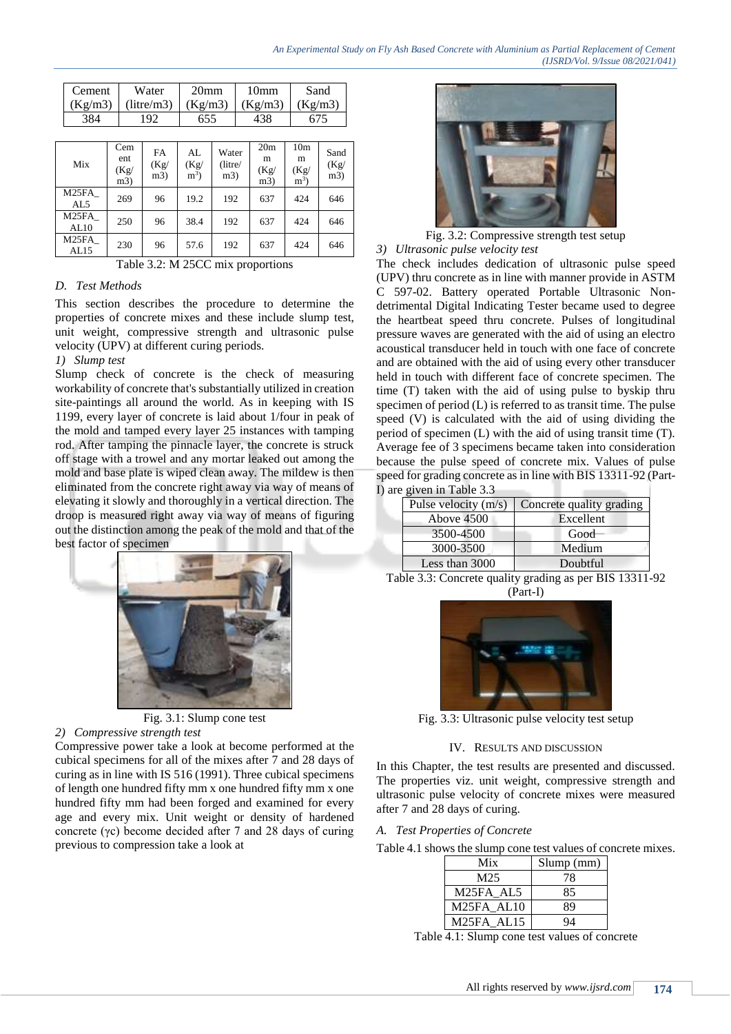| Cement (Kg/m3) | Water (litre/m3) | 20mm (Kg/m3) | 10mm (Kg/m3) | Sand (Kg/m3) |
|---|---|---|---|---|
| 384 | 192 | 655 | 438 | 675 |

| Mix | Cement (Kg/m3) | FA (Kg/m3) | AL (Kg/m$^3$) | Water (litre/m3) | 20mm (Kg/m3) | 10mm (Kg/m$^3$) | Sand (Kg/m3) |
|---|---|---|---|---|---|---|---|
| M25FA_AL5 | 269 | 96 | 19.2 | 192 | 637 | 424 | 646 |
| M25FA_AL10 | 250 | 96 | 38.4 | 192 | 637 | 424 | 646 |
| M25FA_AL15 | 230 | 96 | 57.6 | 192 | 637 | 424 | 646 |

Table 3.2: M 25CC mix proportions

### D. Test Methods

This section describes the procedure to determine the properties of concrete mixes and these include slump test, unit weight, compressive strength and ultrasonic pulse velocity (UPV) at different curing periods.

*1) Slump test*

Slump check of concrete is the check of measuring workability of concrete that's substantially utilized in creation site-paintings all around the world. As in keeping with IS 1199, every layer of concrete is laid about 1/four in peak of the mold and tamped every layer 25 instances with tamping rod. After tamping the pinnacle layer, the concrete is struck off stage with a trowel and any mortar leaked out among the mold and base plate is wiped clean away. The mildew is then eliminated from the concrete right away via way of means of elevating it slowly and thoroughly in a vertical direction. The droop is measured right away via way of means of figuring out the distinction among the peak of the mold and that of the best factor of specimen

Fig. 3.1: Slump cone test

*2) Compressive strength test*

Compressive power take a look at become performed at the cubical specimens for all of the mixes after 7 and 28 days of curing as in line with IS 516 (1991). Three cubical specimens of length one hundred fifty mm x one hundred fifty mm x one hundred fifty mm had been forged and examined for every age and every mix. Unit weight or density of hardened concrete (γc) become decided after 7 and 28 days of curing previous to compression take a look at

Fig. 3.2: Compressive strength test setup

*3) Ultrasonic pulse velocity test*

The check includes dedication of ultrasonic pulse speed (UPV) thru concrete as in line with manner provide in ASTM C 597-02. Battery operated Portable Ultrasonic Non-detrimental Digital Indicating Tester became used to degree the heartbeat speed thru concrete. Pulses of longitudinal pressure waves are generated with the aid of using an electro acoustical transducer held in touch with one face of concrete and are obtained with the aid of using every other transducer held in touch with different face of concrete specimen. The time (T) taken with the aid of using pulse to byskip thru specimen of period (L) is referred to as transit time. The pulse speed (V) is calculated with the aid of using dividing the period of specimen (L) with the aid of using transit time (T). Average fee of 3 specimens became taken into consideration because the pulse speed of concrete mix. Values of pulse speed for grading concrete as in line with BIS 13311-92 (Part-I) are given in Table 3.3

| Pulse velocity (m/s) | Concrete quality grading |
|---|---|
| Above 4500 | Excellent |
| 3500-4500 | Good |
| 3000-3500 | Medium |
| Less than 3000 | Doubtful |

Table 3.3: Concrete quality grading as per BIS 13311-92 (Part-I)

Fig. 3.3: Ultrasonic pulse velocity test setup

## IV. RESULTS AND DISCUSSION

In this Chapter, the test results are presented and discussed. The properties viz. unit weight, compressive strength and ultrasonic pulse velocity of concrete mixes were measured after 7 and 28 days of curing.

### A. Test Properties of Concrete

Table 4.1 shows the slump cone test values of concrete mixes.

| Mix | Slump (mm) |
|---|---|
| M25 | 78 |
| M25FA_AL5 | 85 |
| M25FA_AL10 | 89 |
| M25FA_AL15 | 94 |

Table 4.1: Slump cone test values of concrete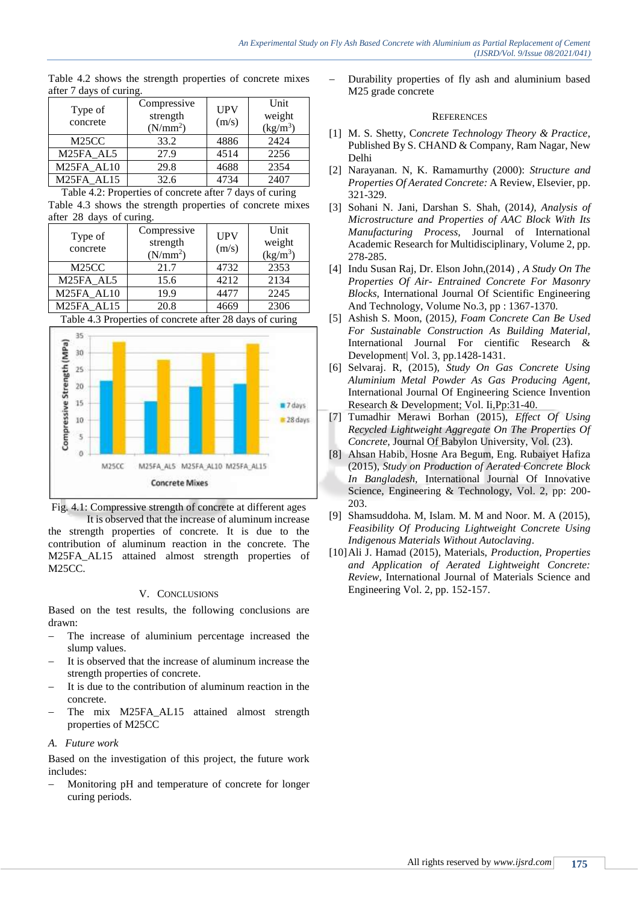Table 4.2 shows the strength properties of concrete mixes after 7 days of curing.

| Type of concrete | Compressive strength ($N/mm^2$) | UPV (m/s) | Unit weight ($kg/m^3$) |
|---|---|---|---|
| M25CC | 33.2 | 4886 | 2424 |
| M25FA_AL5 | 27.9 | 4514 | 2256 |
| M25FA_AL10 | 29.8 | 4688 | 2354 |
| M25FA_AL15 | 32.6 | 4734 | 2407 |

Table 4.2: Properties of concrete after 7 days of curing

Table 4.3 shows the strength properties of concrete mixes after 28 days of curing.

| Type of concrete | Compressive strength ($N/mm^2$) | UPV (m/s) | Unit weight ($kg/m^3$) |
|---|---|---|---|
| M25CC | 21.7 | 4732 | 2353 |
| M25FA_AL5 | 15.6 | 4212 | 2134 |
| M25FA_AL10 | 19.9 | 4477 | 2245 |
| M25FA_AL15 | 20.8 | 4669 | 2306 |

Table 4.3 Properties of concrete after 28 days of curing

Compressive Strength (MPa)
35
30
25
20
15
10
5
0
M25CC
M25FA_AL5
M25FA_AL10
M25FA_AL15
Concrete Mixes
7 days
28 days

Fig. 4.1: Compressive strength of concrete at different ages

It is observed that the increase of aluminum increase the strength properties of concrete. It is due to the contribution of aluminum reaction in the concrete. The M25FA_AL15 attained almost strength properties of M25CC.

## V. Conclusions

Based on the test results, the following conclusions are drawn:

- The increase of aluminium percentage increased the slump values.
- It is observed that the increase of aluminum increase the strength properties of concrete.
- It is due to the contribution of aluminum reaction in the concrete.
- The mix M25FA_AL15 attained almost strength properties of M25CC

### A. Future work

Based on the investigation of this project, the future work includes:

- Monitoring pH and temperature of concrete for longer curing periods.
- Durability properties of fly ash and aluminium based M25 grade concrete

## References

[1] M. S. Shetty, *Concrete Technology Theory & Practice*, Published By S. CHAND & Company, Ram Nagar, New Delhi

[2] Narayanan. N, K. Ramamurthy (2000): *Structure and Properties Of Aerated Concrete:* A Review, Elsevier, pp. 321-329.

[3] Sohani N. Jani, Darshan S. Shah, (2014*), Analysis of Microstructure and Properties of AAC Block With Its Manufacturing Process,* Journal of International Academic Research for Multidisciplinary, Volume 2, pp. 278-285.

[4] Indu Susan Raj, Dr. Elson John,(2014) , *A Study On The Properties Of Air- Entrained Concrete For Masonry Blocks,* International Journal Of Scientific Engineering And Technology, Volume No.3, pp : 1367-1370.

[5] Ashish S. Moon, (2015*), Foam Concrete Can Be Used For Sustainable Construction As Building Material,* International Journal For cientific Research & Development| Vol. 3, pp.1428-1431.

[6] Selvaraj. R, (2015), *Study On Gas Concrete Using Aluminium Metal Powder As Gas Producing Agent,* International Journal Of Engineering Science Invention Research & Development; Vol. Ii,Pp:31-40.

[7] Tumadhir Merawi Borhan (2015), *Effect Of Using Recycled Lightweight Aggregate On The Properties Of Concrete,* Journal Of Babylon University, Vol. (23).

[8] Ahsan Habib, Hosne Ara Begum, Eng. Rubaiyet Hafiza (2015), *Study on Production of Aerated Concrete Block In Bangladesh,* International Journal Of Innovative Science, Engineering & Technology, Vol. 2, pp: 200-203.

[9] Shamsuddoha. M, Islam. M. M and Noor. M. A (2015), *Feasibility Of Producing Lightweight Concrete Using Indigenous Materials Without Autoclaving*.

[10] Ali J. Hamad (2015), Materials, *Production, Properties and Application of Aerated Lightweight Concrete: Review,* International Journal of Materials Science and Engineering Vol. 2, pp. 152-157.